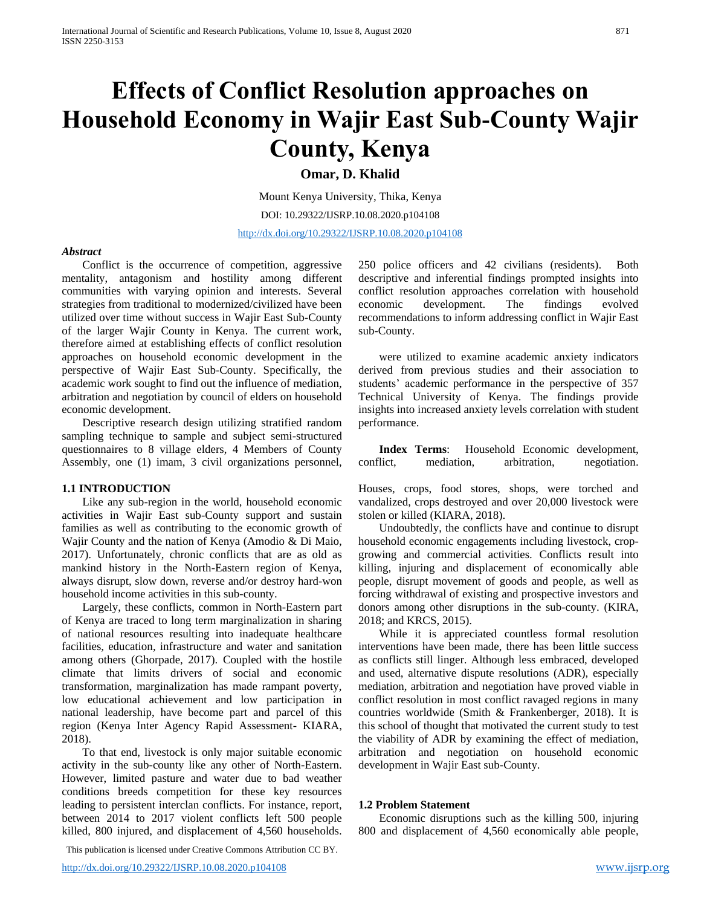# Effects of Conflict Resolution approaches on Household Economy in Wajir East Sub-County Wajir County, Kenya

**Omar, D. Khalid**

Mount Kenya University, Thika, Kenya

DOI: 10.29322/IJSRP.10.08.2020.p104108

http://dx.doi.org/10.29322/IJSRP.10.08.2020.p104108

***Abstract***

Conflict is the occurrence of competition, aggressive mentality, antagonism and hostility among different communities with varying opinion and interests. Several strategies from traditional to modernized/civilized have been utilized over time without success in Wajir East Sub-County of the larger Wajir County in Kenya. The current work, therefore aimed at establishing effects of conflict resolution approaches on household economic development in the perspective of Wajir East Sub-County. Specifically, the academic work sought to find out the influence of mediation, arbitration and negotiation by council of elders on household economic development.

Descriptive research design utilizing stratified random sampling technique to sample and subject semi-structured questionnaires to 8 village elders, 4 Members of County Assembly, one (1) imam, 3 civil organizations personnel, 250 police officers and 42 civilians (residents). Both descriptive and inferential findings prompted insights into conflict resolution approaches correlation with household economic development. The findings evolved recommendations to inform addressing conflict in Wajir East sub-County.

were utilized to examine academic anxiety indicators derived from previous studies and their association to students' academic performance in the perspective of 357 Technical University of Kenya. The findings provide insights into increased anxiety levels correlation with student performance.

**Index Terms**: Household Economic development, conflict, mediation, arbitration, negotiation.

### 1.1 INTRODUCTION

Like any sub-region in the world, household economic activities in Wajir East sub-County support and sustain families as well as contributing to the economic growth of Wajir County and the nation of Kenya (Amodio & Di Maio, 2017). Unfortunately, chronic conflicts that are as old as mankind history in the North-Eastern region of Kenya, always disrupt, slow down, reverse and/or destroy hard-won household income activities in this sub-county.

Largely, these conflicts, common in North-Eastern part of Kenya are traced to long term marginalization in sharing of national resources resulting into inadequate healthcare facilities, education, infrastructure and water and sanitation among others (Ghorpade, 2017). Coupled with the hostile climate that limits drivers of social and economic transformation, marginalization has made rampant poverty, low educational achievement and low participation in national leadership, have become part and parcel of this region (Kenya Inter Agency Rapid Assessment- KIARA, 2018).

To that end, livestock is only major suitable economic activity in the sub-county like any other of North-Eastern. However, limited pasture and water due to bad weather conditions breeds competition for these key resources leading to persistent interclan conflicts. For instance, report, between 2014 to 2017 violent conflicts left 500 people killed, 800 injured, and displacement of 4,560 households. Houses, crops, food stores, shops, were torched and vandalized, crops destroyed and over 20,000 livestock were stolen or killed (KIARA, 2018).

Undoubtedly, the conflicts have and continue to disrupt household economic engagements including livestock, crop-growing and commercial activities. Conflicts result into killing, injuring and displacement of economically able people, disrupt movement of goods and people, as well as forcing withdrawal of existing and prospective investors and donors among other disruptions in the sub-county. (KIRA, 2018; and KRCS, 2015).

While it is appreciated countless formal resolution interventions have been made, there has been little success as conflicts still linger. Although less embraced, developed and used, alternative dispute resolutions (ADR), especially mediation, arbitration and negotiation have proved viable in conflict resolution in most conflict ravaged regions in many countries worldwide (Smith & Frankenberger, 2018). It is this school of thought that motivated the current study to test the viability of ADR by examining the effect of mediation, arbitration and negotiation on household economic development in Wajir East sub-County.

### 1.2 Problem Statement

Economic disruptions such as the killing 500, injuring 800 and displacement of 4,560 economically able people,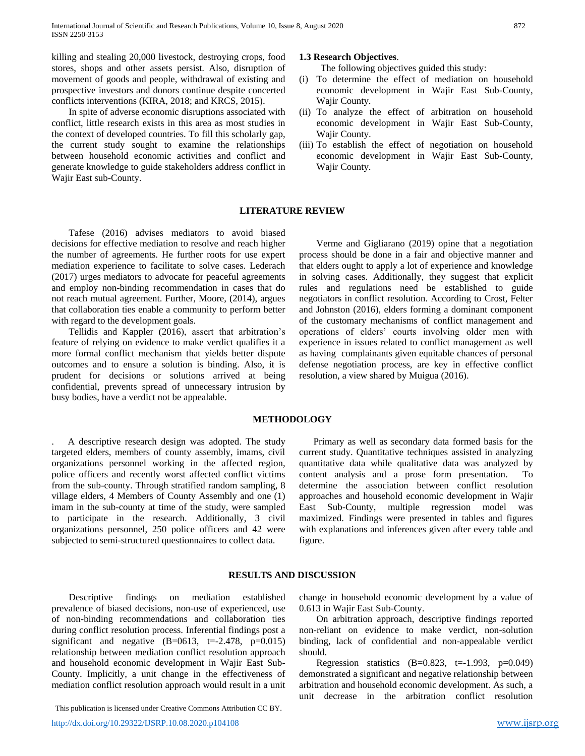killing and stealing 20,000 livestock, destroying crops, food stores, shops and other assets persist. Also, disruption of movement of goods and people, withdrawal of existing and prospective investors and donors continue despite concerted conflicts interventions (KIRA, 2018; and KRCS, 2015).

In spite of adverse economic disruptions associated with conflict, little research exists in this area as most studies in the context of developed countries. To fill this scholarly gap, the current study sought to examine the relationships between household economic activities and conflict and generate knowledge to guide stakeholders address conflict in Wajir East sub-County.

**1.3 Research Objectives**.

The following objectives guided this study:

(i) To determine the effect of mediation on household economic development in Wajir East Sub-County, Wajir County.
(ii) To analyze the effect of arbitration on household economic development in Wajir East Sub-County, Wajir County.
(iii) To establish the effect of negotiation on household economic development in Wajir East Sub-County, Wajir County.

## LITERATURE REVIEW

Tafese (2016) advises mediators to avoid biased decisions for effective mediation to resolve and reach higher the number of agreements. He further roots for use expert mediation experience to facilitate to solve cases. Lederach (2017) urges mediators to advocate for peaceful agreements and employ non-binding recommendation in cases that do not reach mutual agreement. Further, Moore, (2014), argues that collaboration ties enable a community to perform better with regard to the development goals.

Tellidis and Kappler (2016), assert that arbitration's feature of relying on evidence to make verdict qualifies it a more formal conflict mechanism that yields better dispute outcomes and to ensure a solution is binding. Also, it is prudent for decisions or solutions arrived at being confidential, prevents spread of unnecessary intrusion by busy bodies, have a verdict not be appealable.

Verme and Gigliarano (2019) opine that a negotiation process should be done in a fair and objective manner and that elders ought to apply a lot of experience and knowledge in solving cases. Additionally, they suggest that explicit rules and regulations need be established to guide negotiators in conflict resolution. According to Crost, Felter and Johnston (2016), elders forming a dominant component of the customary mechanisms of conflict management and operations of elders' courts involving older men with experience in issues related to conflict management as well as having complainants given equitable chances of personal defense negotiation process, are key in effective conflict resolution, a view shared by Muigua (2016).

## METHODOLOGY

. A descriptive research design was adopted. The study targeted elders, members of county assembly, imams, civil organizations personnel working in the affected region, police officers and recently worst affected conflict victims from the sub-county. Through stratified random sampling, 8 village elders, 4 Members of County Assembly and one (1) imam in the sub-county at time of the study, were sampled to participate in the research. Additionally, 3 civil organizations personnel, 250 police officers and 42 were subjected to semi-structured questionnaires to collect data.

Primary as well as secondary data formed basis for the current study. Quantitative techniques assisted in analyzing quantitative data while qualitative data was analyzed by content analysis and a prose form presentation. To determine the association between conflict resolution approaches and household economic development in Wajir East Sub-County, multiple regression model was maximized. Findings were presented in tables and figures with explanations and inferences given after every table and figure.

## RESULTS AND DISCUSSION

Descriptive findings on mediation established prevalence of biased decisions, non-use of experienced, use of non-binding recommendations and collaboration ties during conflict resolution process. Inferential findings post a significant and negative (B=0613, t=-2.478, p=0.015) relationship between mediation conflict resolution approach and household economic development in Wajir East Sub-County. Implicitly, a unit change in the effectiveness of mediation conflict resolution approach would result in a unit change in household economic development by a value of 0.613 in Wajir East Sub-County.

On arbitration approach, descriptive findings reported non-reliant on evidence to make verdict, non-solution binding, lack of confidential and non-appealable verdict should.

Regression statistics (B=0.823, t=-1.993, p=0.049) demonstrated a significant and negative relationship between arbitration and household economic development. As such, a unit decrease in the arbitration conflict resolution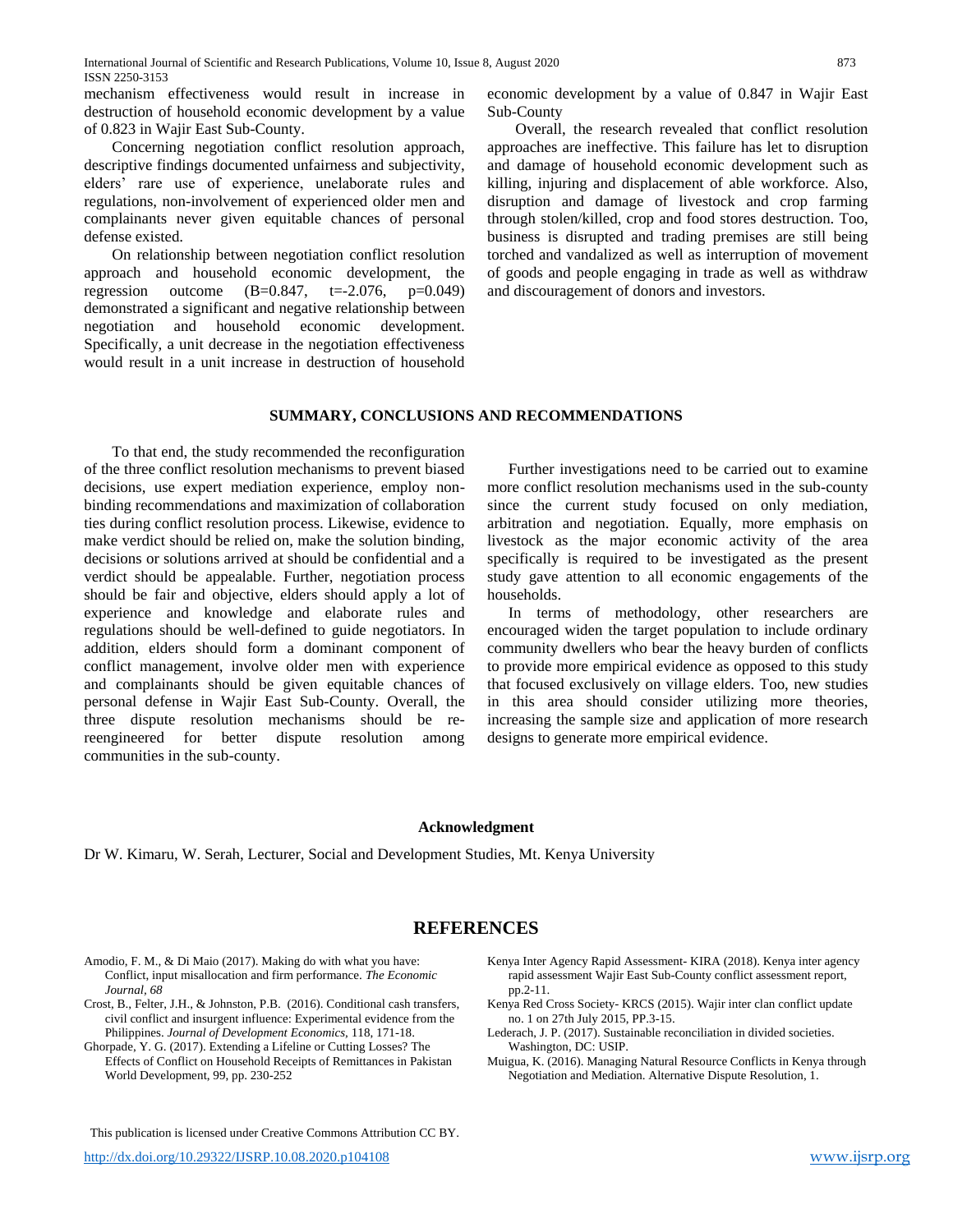mechanism effectiveness would result in increase in destruction of household economic development by a value of 0.823 in Wajir East Sub-County.

Concerning negotiation conflict resolution approach, descriptive findings documented unfairness and subjectivity, elders' rare use of experience, unelaborate rules and regulations, non-involvement of experienced older men and complainants never given equitable chances of personal defense existed.

On relationship between negotiation conflict resolution approach and household economic development, the regression outcome (B=0.847, t=-2.076, p=0.049) demonstrated a significant and negative relationship between negotiation and household economic development. Specifically, a unit decrease in the negotiation effectiveness would result in a unit increase in destruction of household economic development by a value of 0.847 in Wajir East Sub-County

Overall, the research revealed that conflict resolution approaches are ineffective. This failure has let to disruption and damage of household economic development such as killing, injuring and displacement of able workforce. Also, disruption and damage of livestock and crop farming through stolen/killed, crop and food stores destruction. Too, business is disrupted and trading premises are still being torched and vandalized as well as interruption of movement of goods and people engaging in trade as well as withdraw and discouragement of donors and investors.

## SUMMARY, CONCLUSIONS AND RECOMMENDATIONS

To that end, the study recommended the reconfiguration of the three conflict resolution mechanisms to prevent biased decisions, use expert mediation experience, employ non-binding recommendations and maximization of collaboration ties during conflict resolution process. Likewise, evidence to make verdict should be relied on, make the solution binding, decisions or solutions arrived at should be confidential and a verdict should be appealable. Further, negotiation process should be fair and objective, elders should apply a lot of experience and knowledge and elaborate rules and regulations should be well-defined to guide negotiators. In addition, elders should form a dominant component of conflict management, involve older men with experience and complainants should be given equitable chances of personal defense in Wajir East Sub-County. Overall, the three dispute resolution mechanisms should be re-reengineered for better dispute resolution among communities in the sub-county.

Further investigations need to be carried out to examine more conflict resolution mechanisms used in the sub-county since the current study focused on only mediation, arbitration and negotiation. Equally, more emphasis on livestock as the major economic activity of the area specifically is required to be investigated as the present study gave attention to all economic engagements of the households.

In terms of methodology, other researchers are encouraged widen the target population to include ordinary community dwellers who bear the heavy burden of conflicts to provide more empirical evidence as opposed to this study that focused exclusively on village elders. Too, new studies in this area should consider utilizing more theories, increasing the sample size and application of more research designs to generate more empirical evidence.

### Acknowledgment

Dr W. Kimaru, W. Serah, Lecturer, Social and Development Studies, Mt. Kenya University

## REFERENCES

Amodio, F. M., & Di Maio (2017). Making do with what you have: Conflict, input misallocation and firm performance. *The Economic Journal, 68*

Crost, B., Felter, J.H., & Johnston, P.B. (2016). Conditional cash transfers, civil conflict and insurgent influence: Experimental evidence from the Philippines. *Journal of Development Economics*, 118, 171-18.

Ghorpade, Y. G. (2017). Extending a Lifeline or Cutting Losses? The Effects of Conflict on Household Receipts of Remittances in Pakistan World Development, 99, pp. 230-252

Kenya Inter Agency Rapid Assessment- KIRA (2018). Kenya inter agency rapid assessment Wajir East Sub-County conflict assessment report, pp.2-11.

Kenya Red Cross Society- KRCS (2015). Wajir inter clan conflict update no. 1 on 27th July 2015, PP.3-15.

Lederach, J. P. (2017). Sustainable reconciliation in divided societies. Washington, DC: USIP.

Muigua, K. (2016). Managing Natural Resource Conflicts in Kenya through Negotiation and Mediation. Alternative Dispute Resolution, 1.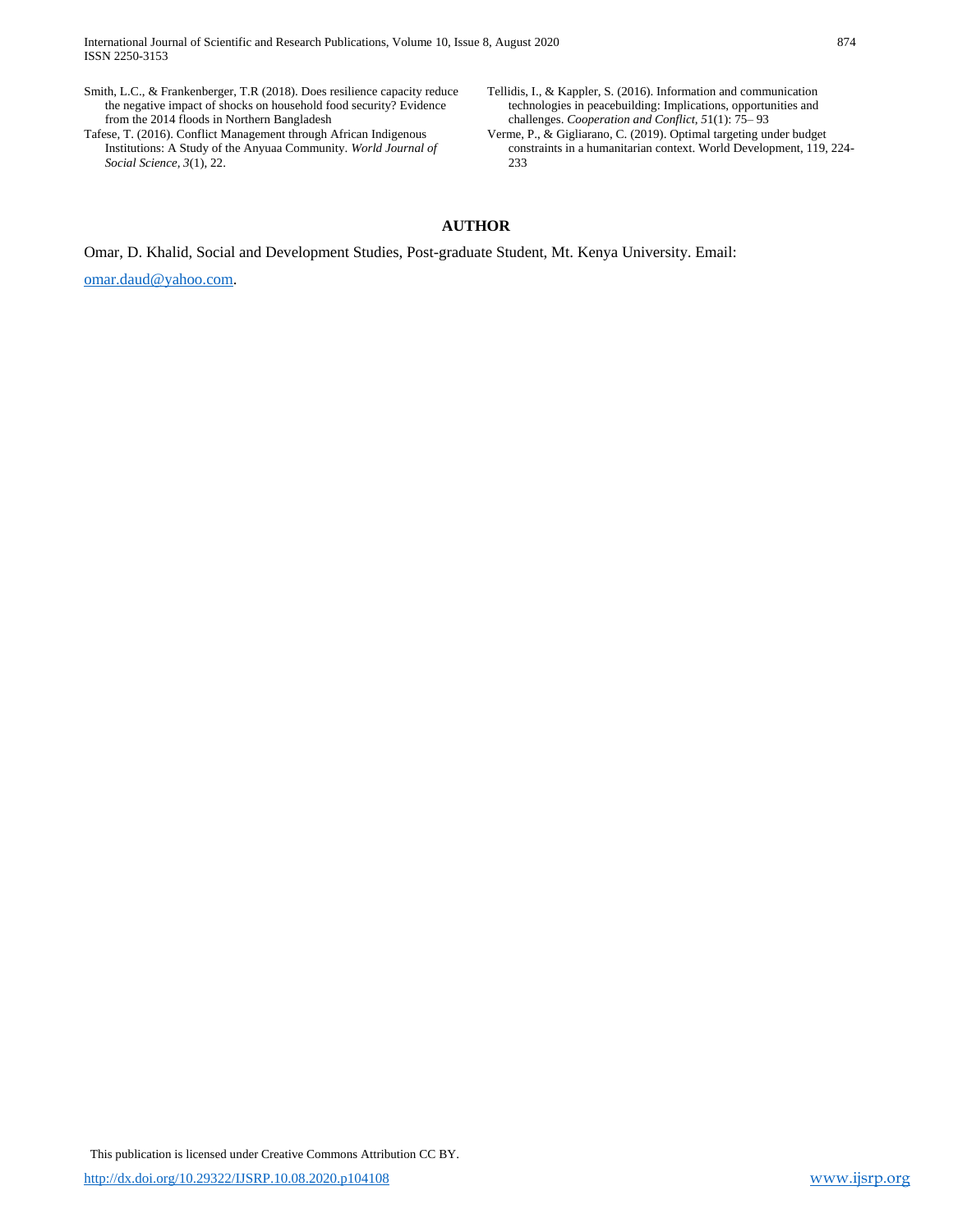Smith, L.C., & Frankenberger, T.R (2018). Does resilience capacity reduce the negative impact of shocks on household food security? Evidence from the 2014 floods in Northern Bangladesh

Tafese, T. (2016). Conflict Management through African Indigenous Institutions: A Study of the Anyuaa Community. *World Journal of Social Science, 3*(1), 22.

Tellidis, I., & Kappler, S. (2016). Information and communication technologies in peacebuilding: Implications, opportunities and challenges. *Cooperation and Conflict, 5*1(1): 75– 93

Verme, P., & Gigliarano, C. (2019). Optimal targeting under budget constraints in a humanitarian context. World Development, 119, 224-233

## AUTHOR

Omar, D. Khalid, Social and Development Studies, Post-graduate Student, Mt. Kenya University. Email: omar.daud@yahoo.com.

This publication is licensed under Creative Commons Attribution CC BY.

http://dx.doi.org/10.29322/IJSRP.10.08.2020.p104108